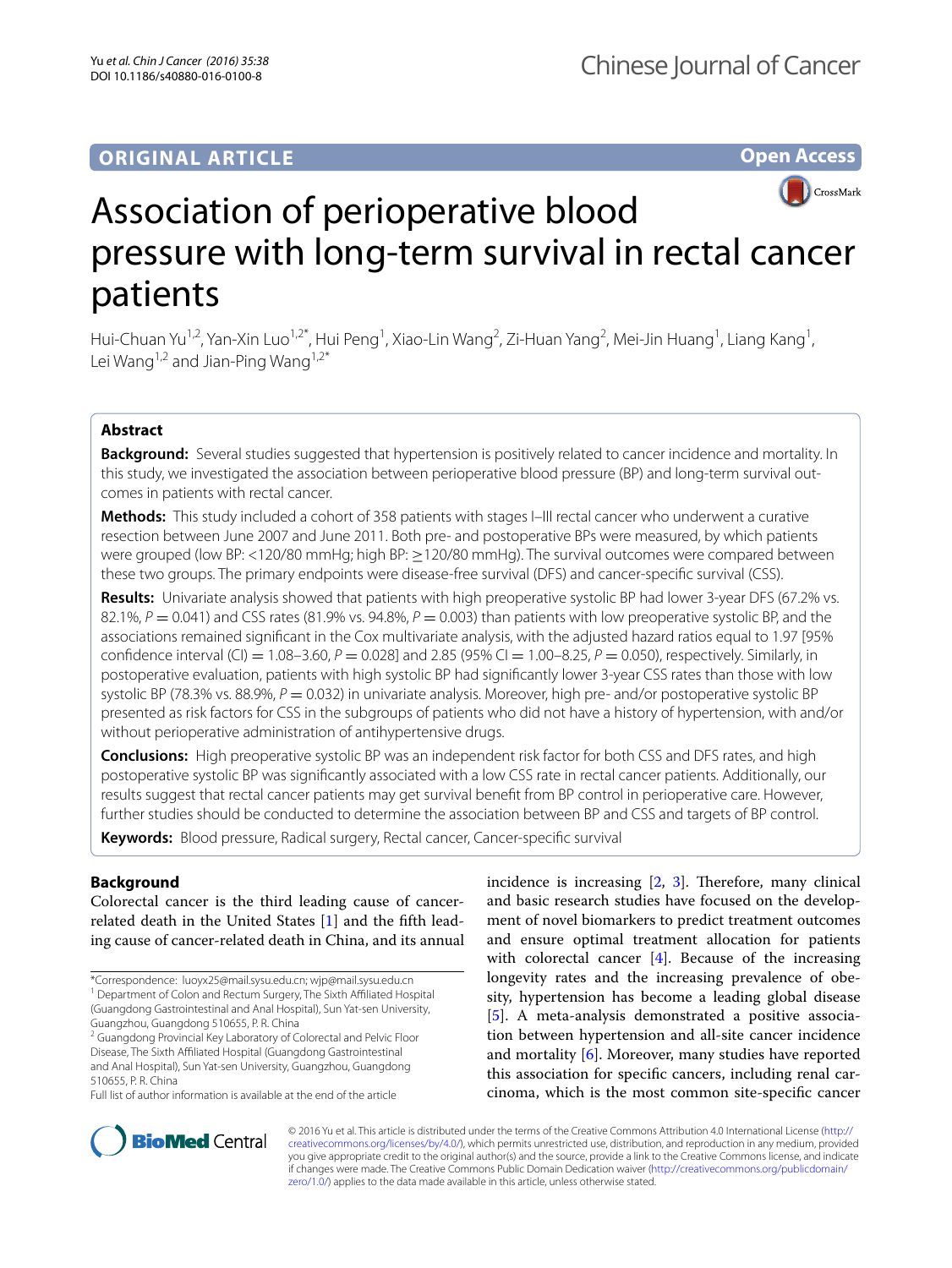ORIGINAL ARTICLE

Open Access

# Association of perioperative blood pressure with long-term survival in rectal cancer patients

Hui-Chuan Yu[1,2], Yan-Xin Luo[1,2*], Hui Peng[1], Xiao-Lin Wang[2], Zi-Huan Yang[2], Mei-Jin Huang[1], Liang Kang[1], Lei Wang[1,2] and Jian-Ping Wang[1,2*]

## Abstract

**Background:** Several studies suggested that hypertension is positively related to cancer incidence and mortality. In this study, we investigated the association between perioperative blood pressure (BP) and long-term survival outcomes in patients with rectal cancer.

**Methods:** This study included a cohort of 358 patients with stages I–III rectal cancer who underwent a curative resection between June 2007 and June 2011. Both pre- and postoperative BPs were measured, by which patients were grouped (low BP: <120/80 mmHg; high BP: ≥120/80 mmHg). The survival outcomes were compared between these two groups. The primary endpoints were disease-free survival (DFS) and cancer-specific survival (CSS).

**Results:** Univariate analysis showed that patients with high preoperative systolic BP had lower 3-year DFS (67.2% vs. 82.1%, $P = 0.041$) and CSS rates (81.9% vs. 94.8%, $P = 0.003$) than patients with low preoperative systolic BP, and the associations remained significant in the Cox multivariate analysis, with the adjusted hazard ratios equal to 1.97 [95% confidence interval (CI) = 1.08–3.60, $P = 0.028$] and 2.85 (95% CI = 1.00–8.25, $P = 0.050$), respectively. Similarly, in postoperative evaluation, patients with high systolic BP had significantly lower 3-year CSS rates than those with low systolic BP (78.3% vs. 88.9%, $P = 0.032$) in univariate analysis. Moreover, high pre- and/or postoperative systolic BP presented as risk factors for CSS in the subgroups of patients who did not have a history of hypertension, with and/or without perioperative administration of antihypertensive drugs.

**Conclusions:** High preoperative systolic BP was an independent risk factor for both CSS and DFS rates, and high postoperative systolic BP was significantly associated with a low CSS rate in rectal cancer patients. Additionally, our results suggest that rectal cancer patients may get survival benefit from BP control in perioperative care. However, further studies should be conducted to determine the association between BP and CSS and targets of BP control.

**Keywords:** Blood pressure, Radical surgery, Rectal cancer, Cancer-specific survival

## Background

Colorectal cancer is the third leading cause of cancer-related death in the United States [1] and the fifth leading cause of cancer-related death in China, and its annual incidence is increasing [2, 3]. Therefore, many clinical and basic research studies have focused on the development of novel biomarkers to predict treatment outcomes and ensure optimal treatment allocation for patients with colorectal cancer [4]. Because of the increasing longevity rates and the increasing prevalence of obesity, hypertension has become a leading global disease [5]. A meta-analysis demonstrated a positive association between hypertension and all-site cancer incidence and mortality [6]. Moreover, many studies have reported this association for specific cancers, including renal carcinoma, which is the most common site-specific cancer

*Correspondence: luoyx25@mail.sysu.edu.cn; wjp@mail.sysu.edu.cn
[1] Department of Colon and Rectum Surgery, The Sixth Affiliated Hospital (Guangdong Gastrointestinal and Anal Hospital), Sun Yat-sen University, Guangzhou, Guangdong 510655, P. R. China
[2] Guangdong Provincial Key Laboratory of Colorectal and Pelvic Floor Disease, The Sixth Affiliated Hospital (Guangdong Gastrointestinal and Anal Hospital), Sun Yat-sen University, Guangzhou, Guangdong 510655, P. R. China
Full list of author information is available at the end of the article

© 2016 Yu et al. This article is distributed under the terms of the Creative Commons Attribution 4.0 International License (http://creativecommons.org/licenses/by/4.0/), which permits unrestricted use, distribution, and reproduction in any medium, provided you give appropriate credit to the original author(s) and the source, provide a link to the Creative Commons license, and indicate if changes were made. The Creative Commons Public Domain Dedication waiver (http://creativecommons.org/publicdomain/zero/1.0/) applies to the data made available in this article, unless otherwise stated.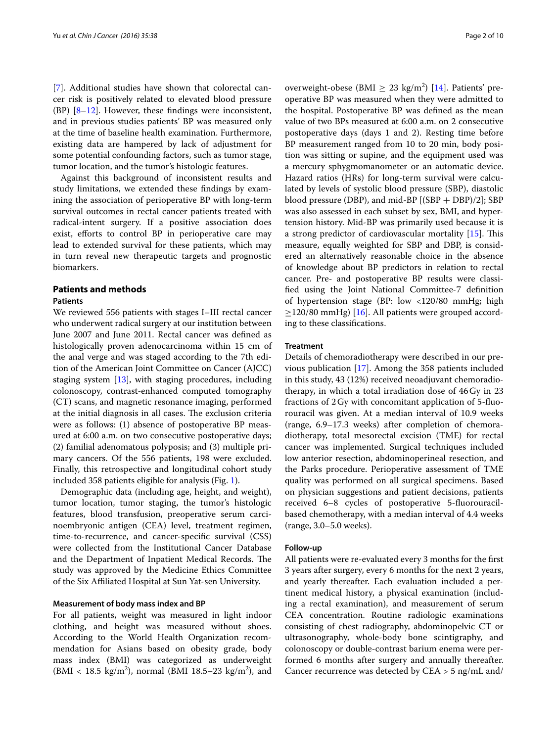[7]. Additional studies have shown that colorectal cancer risk is positively related to elevated blood pressure (BP) [8–12]. However, these findings were inconsistent, and in previous studies patients' BP was measured only at the time of baseline health examination. Furthermore, existing data are hampered by lack of adjustment for some potential confounding factors, such as tumor stage, tumor location, and the tumor's histologic features.

Against this background of inconsistent results and study limitations, we extended these findings by examining the association of perioperative BP with long-term survival outcomes in rectal cancer patients treated with radical-intent surgery. If a positive association does exist, efforts to control BP in perioperative care may lead to extended survival for these patients, which may in turn reveal new therapeutic targets and prognostic biomarkers.

## Patients and methods

### Patients

We reviewed 556 patients with stages I–III rectal cancer who underwent radical surgery at our institution between June 2007 and June 2011. Rectal cancer was defined as histologically proven adenocarcinoma within 15 cm of the anal verge and was staged according to the 7th edition of the American Joint Committee on Cancer (AJCC) staging system [13], with staging procedures, including colonoscopy, contrast-enhanced computed tomography (CT) scans, and magnetic resonance imaging, performed at the initial diagnosis in all cases. The exclusion criteria were as follows: (1) absence of postoperative BP measured at 6:00 a.m. on two consecutive postoperative days; (2) familial adenomatous polyposis; and (3) multiple primary cancers. Of the 556 patients, 198 were excluded. Finally, this retrospective and longitudinal cohort study included 358 patients eligible for analysis (Fig. 1).

Demographic data (including age, height, and weight), tumor location, tumor staging, the tumor's histologic features, blood transfusion, preoperative serum carcinoembryonic antigen (CEA) level, treatment regimen, time-to-recurrence, and cancer-specific survival (CSS) were collected from the Institutional Cancer Database and the Department of Inpatient Medical Records. The study was approved by the Medicine Ethics Committee of the Six Affiliated Hospital at Sun Yat-sen University.

### Measurement of body mass index and BP

For all patients, weight was measured in light indoor clothing, and height was measured without shoes. According to the World Health Organization recommendation for Asians based on obesity grade, body mass index (BMI) was categorized as underweight (BMI < 18.5 kg/m$^2$), normal (BMI 18.5–23 kg/m$^2$), and overweight-obese (BMI $\geq$ 23 kg/m$^2$) [14]. Patients' preoperative BP was measured when they were admitted to the hospital. Postoperative BP was defined as the mean value of two BPs measured at 6:00 a.m. on 2 consecutive postoperative days (days 1 and 2). Resting time before BP measurement ranged from 10 to 20 min, body position was sitting or supine, and the equipment used was a mercury sphygmomanometer or an automatic device. Hazard ratios (HRs) for long-term survival were calculated by levels of systolic blood pressure (SBP), diastolic blood pressure (DBP), and mid-BP [(SBP + DBP)/2]; SBP was also assessed in each subset by sex, BMI, and hypertension history. Mid-BP was primarily used because it is a strong predictor of cardiovascular mortality [15]. This measure, equally weighted for SBP and DBP, is considered an alternatively reasonable choice in the absence of knowledge about BP predictors in relation to rectal cancer. Pre- and postoperative BP results were classified using the Joint National Committee-7 definition of hypertension stage (BP: low <120/80 mmHg; high $\geq$120/80 mmHg) [16]. All patients were grouped according to these classifications.

### Treatment

Details of chemoradiotherapy were described in our previous publication [17]. Among the 358 patients included in this study, 43 (12%) received neoadjuvant chemoradiotherapy, in which a total irradiation dose of 46 Gy in 23 fractions of 2 Gy with concomitant application of 5-fluorouracil was given. At a median interval of 10.9 weeks (range, 6.9–17.3 weeks) after completion of chemoradiotherapy, total mesorectal excision (TME) for rectal cancer was implemented. Surgical techniques included low anterior resection, abdominoperineal resection, and the Parks procedure. Perioperative assessment of TME quality was performed on all surgical specimens. Based on physician suggestions and patient decisions, patients received 6–8 cycles of postoperative 5-fluorouracil-based chemotherapy, with a median interval of 4.4 weeks (range, 3.0–5.0 weeks).

### Follow-up

All patients were re-evaluated every 3 months for the first 3 years after surgery, every 6 months for the next 2 years, and yearly thereafter. Each evaluation included a pertinent medical history, a physical examination (including a rectal examination), and measurement of serum CEA concentration. Routine radiologic examinations consisting of chest radiography, abdominopelvic CT or ultrasonography, whole-body bone scintigraphy, and colonoscopy or double-contrast barium enema were performed 6 months after surgery and annually thereafter. Cancer recurrence was detected by CEA > 5 ng/mL and/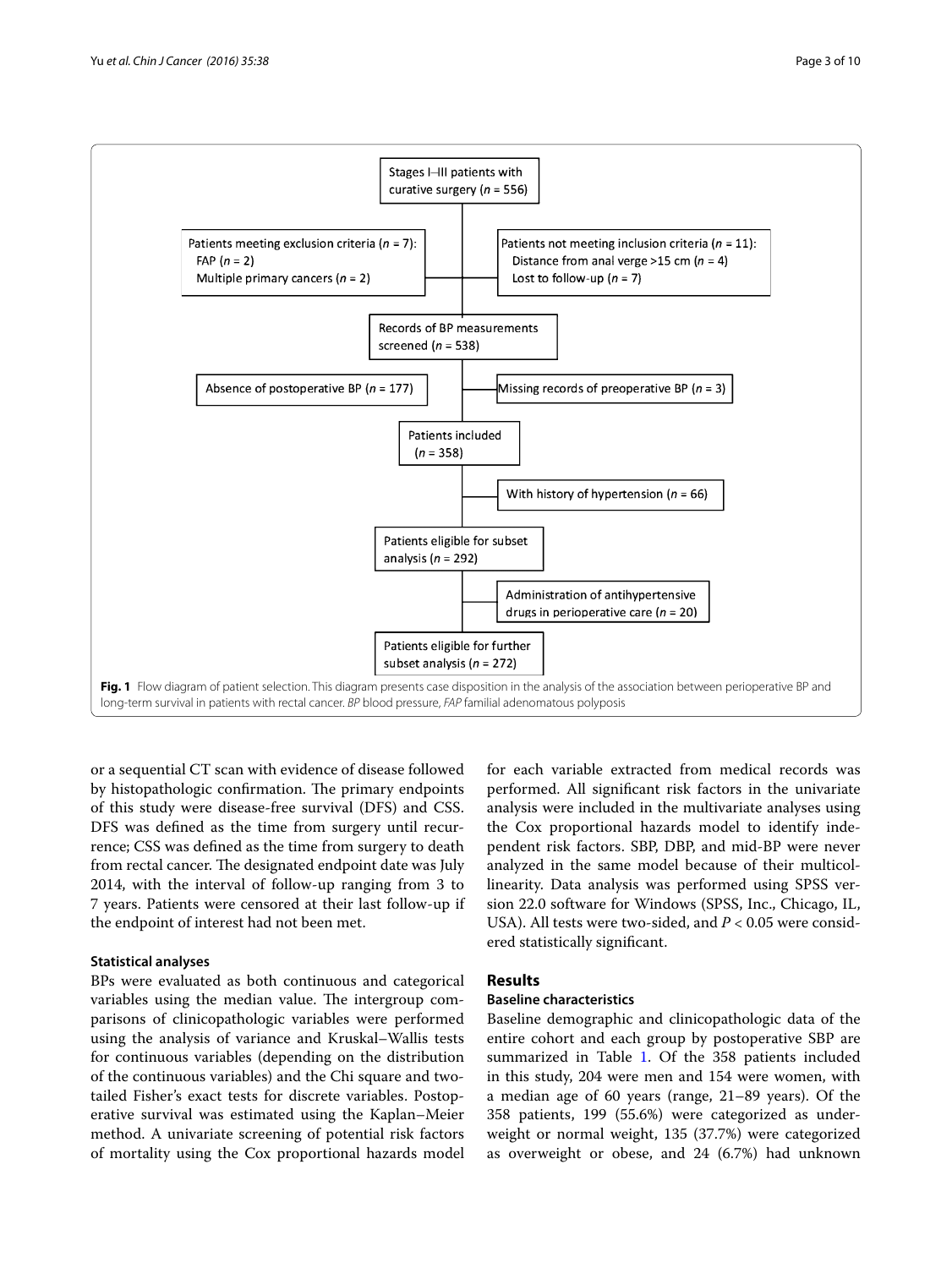Stages I–III patients with curative surgery ($n$ = 556)

Patients meeting exclusion criteria ($n$ = 7):
FAP ($n$ = 2)
Multiple primary cancers ($n$ = 2)

Patients not meeting inclusion criteria ($n$ = 11):
Distance from anal verge >15 cm ($n$ = 4)
Lost to follow-up ($n$ = 7)

Records of BP measurements screened ($n$ = 538)

Absence of postoperative BP ($n$ = 177)

Missing records of preoperative BP ($n$ = 3)

Patients included ($n$ = 358)

With history of hypertension ($n$ = 66)

Patients eligible for subset analysis ($n$ = 292)

Administration of antihypertensive drugs in perioperative care ($n$ = 20)

Patients eligible for further subset analysis ($n$ = 272)

**Fig. 1** Flow diagram of patient selection. This diagram presents case disposition in the analysis of the association between perioperative BP and long-term survival in patients with rectal cancer. *BP* blood pressure, *FAP* familial adenomatous polyposis

or a sequential CT scan with evidence of disease followed by histopathologic confirmation. The primary endpoints of this study were disease-free survival (DFS) and CSS. DFS was defined as the time from surgery until recurrence; CSS was defined as the time from surgery to death from rectal cancer. The designated endpoint date was July 2014, with the interval of follow-up ranging from 3 to 7 years. Patients were censored at their last follow-up if the endpoint of interest had not been met.

### Statistical analyses

BPs were evaluated as both continuous and categorical variables using the median value. The intergroup comparisons of clinicopathologic variables were performed using the analysis of variance and Kruskal–Wallis tests for continuous variables (depending on the distribution of the continuous variables) and the Chi square and two-tailed Fisher's exact tests for discrete variables. Postoperative survival was estimated using the Kaplan–Meier method. A univariate screening of potential risk factors of mortality using the Cox proportional hazards model for each variable extracted from medical records was performed. All significant risk factors in the univariate analysis were included in the multivariate analyses using the Cox proportional hazards model to identify independent risk factors. SBP, DBP, and mid-BP were never analyzed in the same model because of their multicollinearity. Data analysis was performed using SPSS version 22.0 software for Windows (SPSS, Inc., Chicago, IL, USA). All tests were two-sided, and $P < 0.05$ were considered statistically significant.

## Results

### Baseline characteristics

Baseline demographic and clinicopathologic data of the entire cohort and each group by postoperative SBP are summarized in Table 1. Of the 358 patients included in this study, 204 were men and 154 were women, with a median age of 60 years (range, 21–89 years). Of the 358 patients, 199 (55.6%) were categorized as underweight or normal weight, 135 (37.7%) were categorized as overweight or obese, and 24 (6.7%) had unknown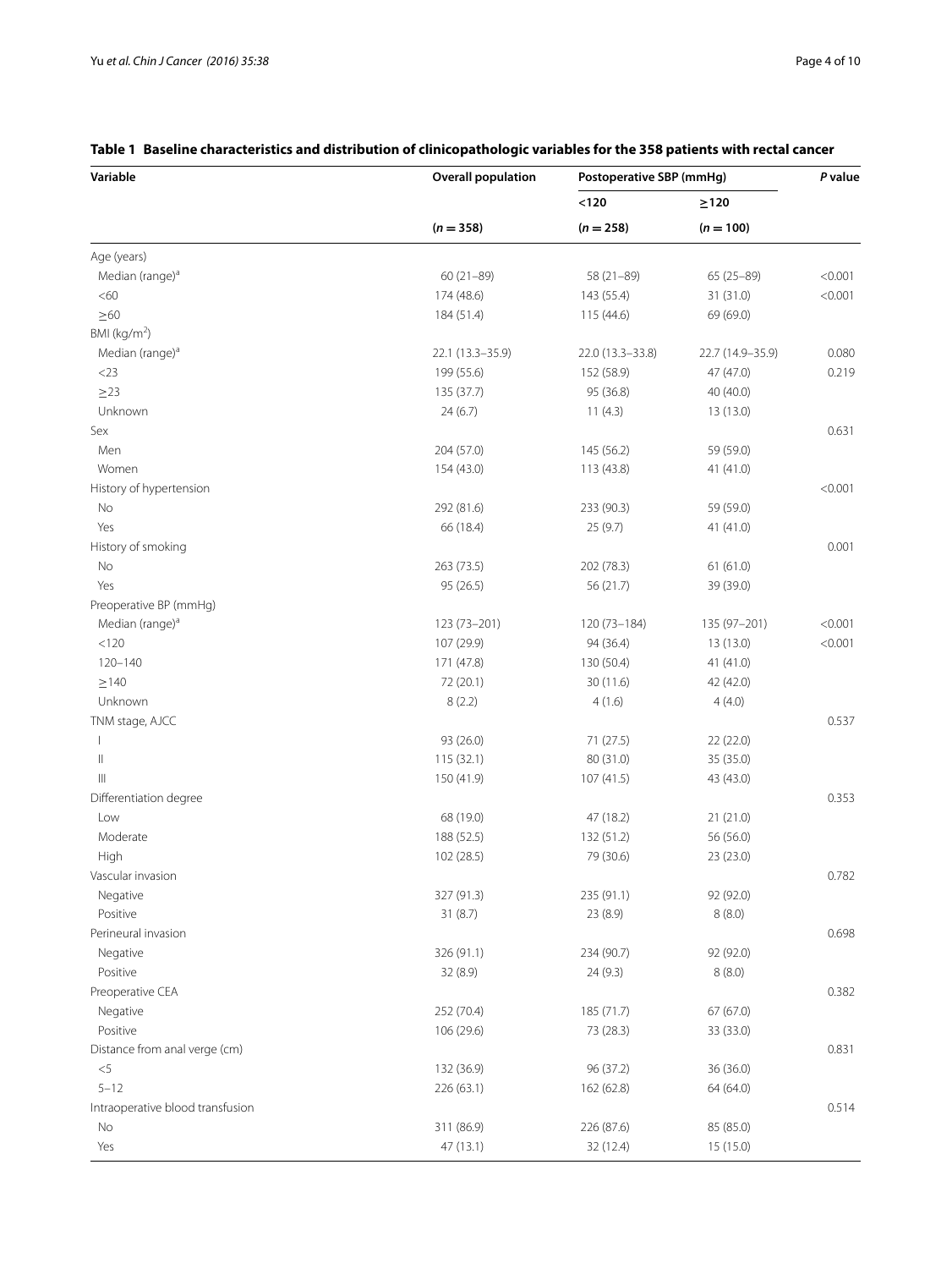**Table 1 Baseline characteristics and distribution of clinicopathologic variables for the 358 patients with rectal cancer**

| Variable | Overall population | Postoperative SBP (mmHg) | | P value |
|---|---|---|---|---|
| | | <120 | ≥120 | |
| | (n = 358) | (n = 258) | (n = 100) | |
| Age (years) | | | | |
| Median (range)[a] | 60 (21–89) | 58 (21–89) | 65 (25–89) | <0.001 |
| <60 | 174 (48.6) | 143 (55.4) | 31 (31.0) | <0.001 |
| ≥60 | 184 (51.4) | 115 (44.6) | 69 (69.0) | |
| BMI (kg/m$^2$) | | | | |
| Median (range)[a] | 22.1 (13.3–35.9) | 22.0 (13.3–33.8) | 22.7 (14.9–35.9) | 0.080 |
| <23 | 199 (55.6) | 152 (58.9) | 47 (47.0) | 0.219 |
| ≥23 | 135 (37.7) | 95 (36.8) | 40 (40.0) | |
| Unknown | 24 (6.7) | 11 (4.3) | 13 (13.0) | |
| Sex | | | | 0.631 |
| Men | 204 (57.0) | 145 (56.2) | 59 (59.0) | |
| Women | 154 (43.0) | 113 (43.8) | 41 (41.0) | |
| History of hypertension | | | | <0.001 |
| No | 292 (81.6) | 233 (90.3) | 59 (59.0) | |
| Yes | 66 (18.4) | 25 (9.7) | 41 (41.0) | |
| History of smoking | | | | 0.001 |
| No | 263 (73.5) | 202 (78.3) | 61 (61.0) | |
| Yes | 95 (26.5) | 56 (21.7) | 39 (39.0) | |
| Preoperative BP (mmHg) | | | | |
| Median (range)[a] | 123 (73–201) | 120 (73–184) | 135 (97–201) | <0.001 |
| <120 | 107 (29.9) | 94 (36.4) | 13 (13.0) | <0.001 |
| 120–140 | 171 (47.8) | 130 (50.4) | 41 (41.0) | |
| ≥140 | 72 (20.1) | 30 (11.6) | 42 (42.0) | |
| Unknown | 8 (2.2) | 4 (1.6) | 4 (4.0) | |
| TNM stage, AJCC | | | | 0.537 |
| I | 93 (26.0) | 71 (27.5) | 22 (22.0) | |
| II | 115 (32.1) | 80 (31.0) | 35 (35.0) | |
| III | 150 (41.9) | 107 (41.5) | 43 (43.0) | |
| Differentiation degree | | | | 0.353 |
| Low | 68 (19.0) | 47 (18.2) | 21 (21.0) | |
| Moderate | 188 (52.5) | 132 (51.2) | 56 (56.0) | |
| High | 102 (28.5) | 79 (30.6) | 23 (23.0) | |
| Vascular invasion | | | | 0.782 |
| Negative | 327 (91.3) | 235 (91.1) | 92 (92.0) | |
| Positive | 31 (8.7) | 23 (8.9) | 8 (8.0) | |
| Perineural invasion | | | | 0.698 |
| Negative | 326 (91.1) | 234 (90.7) | 92 (92.0) | |
| Positive | 32 (8.9) | 24 (9.3) | 8 (8.0) | |
| Preoperative CEA | | | | 0.382 |
| Negative | 252 (70.4) | 185 (71.7) | 67 (67.0) | |
| Positive | 106 (29.6) | 73 (28.3) | 33 (33.0) | |
| Distance from anal verge (cm) | | | | 0.831 |
| <5 | 132 (36.9) | 96 (37.2) | 36 (36.0) | |
| 5–12 | 226 (63.1) | 162 (62.8) | 64 (64.0) | |
| Intraoperative blood transfusion | | | | 0.514 |
| No | 311 (86.9) | 226 (87.6) | 85 (85.0) | |
| Yes | 47 (13.1) | 32 (12.4) | 15 (15.0) | |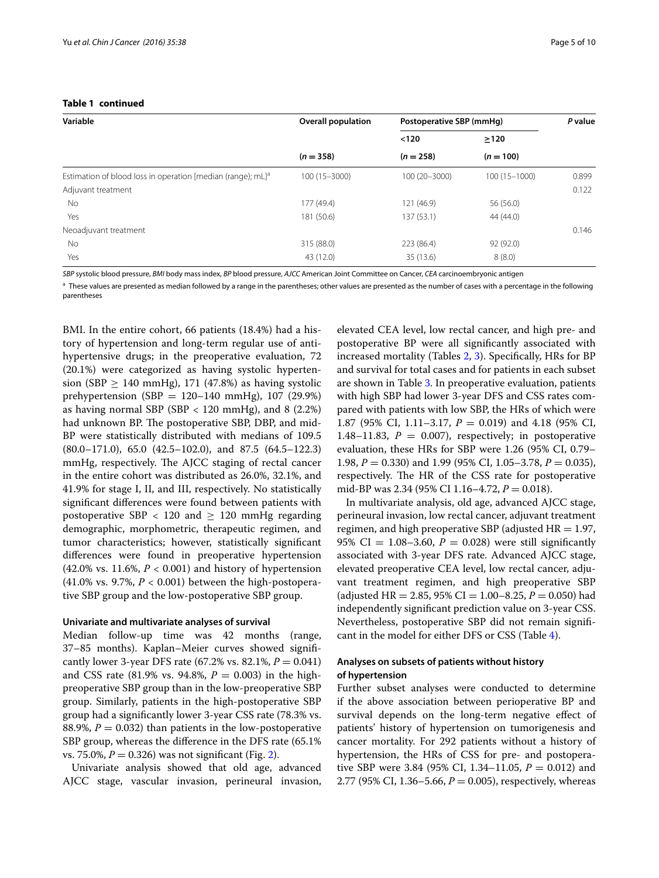**Table 1 continued**

| Variable | Overall population | Postoperative SBP (mmHg) | | *P* value |
|---|---|---|---|---|
| | | <120 | ≥120 | |
| | ($n = 358$) | ($n = 258$) | ($n = 100$) | |
| Estimation of blood loss in operation [median (range); mL][a] | 100 (15–3000) | 100 (20–3000) | 100 (15–1000) | 0.899 |
| Adjuvant treatment | | | | 0.122 |
| No | 177 (49.4) | 121 (46.9) | 56 (56.0) | |
| Yes | 181 (50.6) | 137 (53.1) | 44 (44.0) | |
| Neoadjuvant treatment | | | | 0.146 |
| No | 315 (88.0) | 223 (86.4) | 92 (92.0) | |
| Yes | 43 (12.0) | 35 (13.6) | 8 (8.0) | |

*SBP* systolic blood pressure, *BMI* body mass index, *BP* blood pressure, *AJCC* American Joint Committee on Cancer, *CEA* carcinoembryonic antigen

[a] These values are presented as median followed by a range in the parentheses; other values are presented as the number of cases with a percentage in the following parentheses

BMI. In the entire cohort, 66 patients (18.4%) had a history of hypertension and long-term regular use of antihypertensive drugs; in the preoperative evaluation, 72 (20.1%) were categorized as having systolic hypertension (SBP ≥ 140 mmHg), 171 (47.8%) as having systolic prehypertension (SBP = 120–140 mmHg), 107 (29.9%) as having normal SBP (SBP < 120 mmHg), and 8 (2.2%) had unknown BP. The postoperative SBP, DBP, and mid-BP were statistically distributed with medians of 109.5 (80.0–171.0), 65.0 (42.5–102.0), and 87.5 (64.5–122.3) mmHg, respectively. The AJCC staging of rectal cancer in the entire cohort was distributed as 26.0%, 32.1%, and 41.9% for stage I, II, and III, respectively. No statistically significant differences were found between patients with postoperative SBP < 120 and ≥ 120 mmHg regarding demographic, morphometric, therapeutic regimen, and tumor characteristics; however, statistically significant differences were found in preoperative hypertension (42.0% vs. 11.6%, $P < 0.001$) and history of hypertension (41.0% vs. 9.7%, $P < 0.001$) between the high-postoperative SBP group and the low-postoperative SBP group.

### Univariate and multivariate analyses of survival

Median follow-up time was 42 months (range, 37–85 months). Kaplan–Meier curves showed significantly lower 3-year DFS rate (67.2% vs. 82.1%, $P = 0.041$) and CSS rate (81.9% vs. 94.8%, $P = 0.003$) in the high-preoperative SBP group than in the low-preoperative SBP group. Similarly, patients in the high-postoperative SBP group had a significantly lower 3-year CSS rate (78.3% vs. 88.9%, $P = 0.032$) than patients in the low-postoperative SBP group, whereas the difference in the DFS rate (65.1% vs. 75.0%, $P = 0.326$) was not significant (Fig. 2).

Univariate analysis showed that old age, advanced AJCC stage, vascular invasion, perineural invasion, elevated CEA level, low rectal cancer, and high pre- and postoperative BP were all significantly associated with increased mortality (Tables 2, 3). Specifically, HRs for BP and survival for total cases and for patients in each subset are shown in Table 3. In preoperative evaluation, patients with high SBP had lower 3-year DFS and CSS rates compared with patients with low SBP, the HRs of which were 1.87 (95% CI, 1.11–3.17, $P = 0.019$) and 4.18 (95% CI, 1.48–11.83, $P = 0.007$), respectively; in postoperative evaluation, these HRs for SBP were 1.26 (95% CI, 0.79–1.98, $P = 0.330$) and 1.99 (95% CI, 1.05–3.78, $P = 0.035$), respectively. The HR of the CSS rate for postoperative mid-BP was 2.34 (95% CI 1.16–4.72, $P = 0.018$).

In multivariate analysis, old age, advanced AJCC stage, perineural invasion, low rectal cancer, adjuvant treatment regimen, and high preoperative SBP (adjusted HR = 1.97, 95% CI = 1.08–3.60, $P = 0.028$) were still significantly associated with 3-year DFS rate. Advanced AJCC stage, elevated preoperative CEA level, low rectal cancer, adjuvant treatment regimen, and high preoperative SBP (adjusted HR = 2.85, 95% CI = 1.00–8.25, $P = 0.050$) had independently significant prediction value on 3-year CSS. Nevertheless, postoperative SBP did not remain significant in the model for either DFS or CSS (Table 4).

### Analyses on subsets of patients without history of hypertension

Further subset analyses were conducted to determine if the above association between perioperative BP and survival depends on the long-term negative effect of patients' history of hypertension on tumorigenesis and cancer mortality. For 292 patients without a history of hypertension, the HRs of CSS for pre- and postoperative SBP were 3.84 (95% CI, 1.34–11.05, $P = 0.012$) and 2.77 (95% CI, 1.36–5.66, $P = 0.005$), respectively, whereas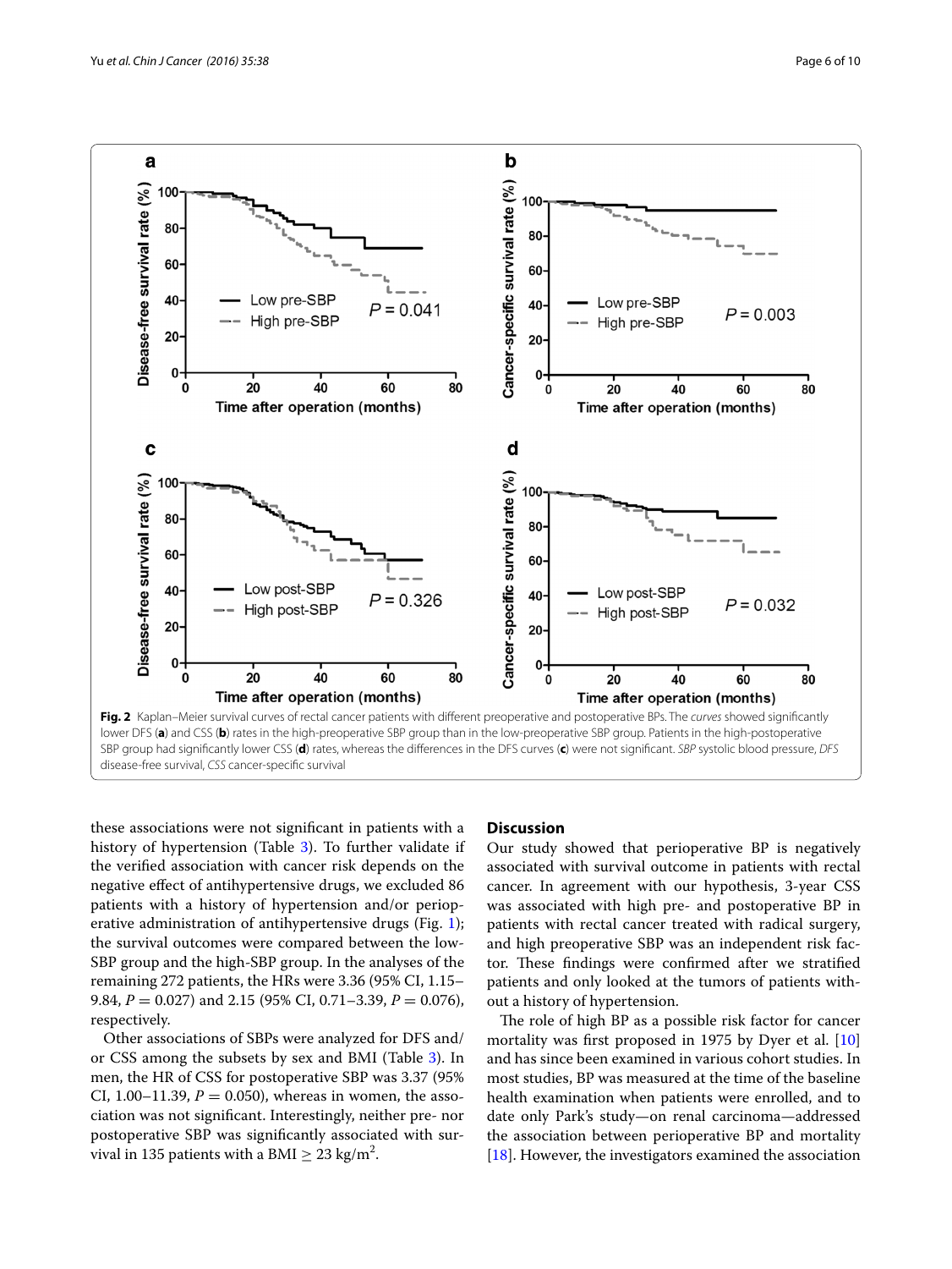Fig. 2 Kaplan–Meier survival curves of rectal cancer patients with different preoperative and postoperative BPs. The *curves* showed significantly lower DFS (**a**) and CSS (**b**) rates in the high-preoperative SBP group than in the low-preoperative SBP group. Patients in the high-postoperative SBP group had significantly lower CSS (**d**) rates, whereas the differences in the DFS curves (**c**) were not significant. *SBP* systolic blood pressure, *DFS* disease-free survival, *CSS* cancer-specific survival

these associations were not significant in patients with a history of hypertension (Table 3). To further validate if the verified association with cancer risk depends on the negative effect of antihypertensive drugs, we excluded 86 patients with a history of hypertension and/or perioperative administration of antihypertensive drugs (Fig. 1); the survival outcomes were compared between the low-SBP group and the high-SBP group. In the analyses of the remaining 272 patients, the HRs were 3.36 (95% CI, 1.15–9.84, $P = 0.027$) and 2.15 (95% CI, 0.71–3.39, $P = 0.076$), respectively.

Other associations of SBPs were analyzed for DFS and/or CSS among the subsets by sex and BMI (Table 3). In men, the HR of CSS for postoperative SBP was 3.37 (95% CI, 1.00–11.39, $P = 0.050$), whereas in women, the association was not significant. Interestingly, neither pre- nor postoperative SBP was significantly associated with survival in 135 patients with a BMI $\geq$ 23 kg/m$^2$.

## Discussion

Our study showed that perioperative BP is negatively associated with survival outcome in patients with rectal cancer. In agreement with our hypothesis, 3-year CSS was associated with high pre- and postoperative BP in patients with rectal cancer treated with radical surgery, and high preoperative SBP was an independent risk factor. These findings were confirmed after we stratified patients and only looked at the tumors of patients without a history of hypertension.

The role of high BP as a possible risk factor for cancer mortality was first proposed in 1975 by Dyer et al. [10] and has since been examined in various cohort studies. In most studies, BP was measured at the time of the baseline health examination when patients were enrolled, and to date only Park's study—on renal carcinoma—addressed the association between perioperative BP and mortality [18]. However, the investigators examined the association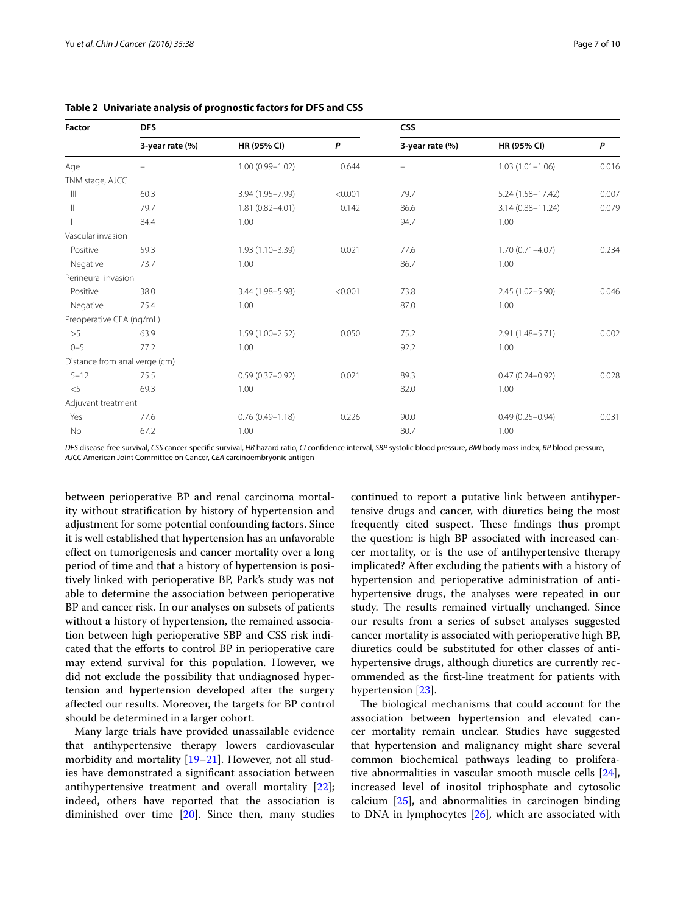**Table 2 Univariate analysis of prognostic factors for DFS and CSS**

| Factor | DFS | | | CSS | | |
|---|---|---|---|---|---|---|
| | 3-year rate (%) | HR (95% CI) | P | 3-year rate (%) | HR (95% CI) | P |
| Age | – | 1.00 (0.99–1.02) | 0.644 | – | 1.03 (1.01–1.06) | 0.016 |
| TNM stage, AJCC | | | | | | |
| III | 60.3 | 3.94 (1.95–7.99) | <0.001 | 79.7 | 5.24 (1.58–17.42) | 0.007 |
| II | 79.7 | 1.81 (0.82–4.01) | 0.142 | 86.6 | 3.14 (0.88–11.24) | 0.079 |
| I | 84.4 | 1.00 | | 94.7 | 1.00 | |
| Vascular invasion | | | | | | |
| Positive | 59.3 | 1.93 (1.10–3.39) | 0.021 | 77.6 | 1.70 (0.71–4.07) | 0.234 |
| Negative | 73.7 | 1.00 | | 86.7 | 1.00 | |
| Perineural invasion | | | | | | |
| Positive | 38.0 | 3.44 (1.98–5.98) | <0.001 | 73.8 | 2.45 (1.02–5.90) | 0.046 |
| Negative | 75.4 | 1.00 | | 87.0 | 1.00 | |
| Preoperative CEA (ng/mL) | | | | | | |
| >5 | 63.9 | 1.59 (1.00–2.52) | 0.050 | 75.2 | 2.91 (1.48–5.71) | 0.002 |
| 0–5 | 77.2 | 1.00 | | 92.2 | 1.00 | |
| Distance from anal verge (cm) | | | | | | |
| 5–12 | 75.5 | 0.59 (0.37–0.92) | 0.021 | 89.3 | 0.47 (0.24–0.92) | 0.028 |
| <5 | 69.3 | 1.00 | | 82.0 | 1.00 | |
| Adjuvant treatment | | | | | | |
| Yes | 77.6 | 0.76 (0.49–1.18) | 0.226 | 90.0 | 0.49 (0.25–0.94) | 0.031 |
| No | 67.2 | 1.00 | | 80.7 | 1.00 | |

*DFS* disease-free survival, *CSS* cancer-specific survival, *HR* hazard ratio, *CI* confidence interval, *SBP* systolic blood pressure, *BMI* body mass index, *BP* blood pressure, *AJCC* American Joint Committee on Cancer, *CEA* carcinoembryonic antigen

between perioperative BP and renal carcinoma mortality without stratification by history of hypertension and adjustment for some potential confounding factors. Since it is well established that hypertension has an unfavorable effect on tumorigenesis and cancer mortality over a long period of time and that a history of hypertension is positively linked with perioperative BP, Park's study was not able to determine the association between perioperative BP and cancer risk. In our analyses on subsets of patients without a history of hypertension, the remained association between high perioperative SBP and CSS risk indicated that the efforts to control BP in perioperative care may extend survival for this population. However, we did not exclude the possibility that undiagnosed hypertension and hypertension developed after the surgery affected our results. Moreover, the targets for BP control should be determined in a larger cohort.

Many large trials have provided unassailable evidence that antihypertensive therapy lowers cardiovascular morbidity and mortality [19–21]. However, not all studies have demonstrated a significant association between antihypertensive treatment and overall mortality [22]; indeed, others have reported that the association is diminished over time [20]. Since then, many studies continued to report a putative link between antihypertensive drugs and cancer, with diuretics being the most frequently cited suspect. These findings thus prompt the question: is high BP associated with increased cancer mortality, or is the use of antihypertensive therapy implicated? After excluding the patients with a history of hypertension and perioperative administration of antihypertensive drugs, the analyses were repeated in our study. The results remained virtually unchanged. Since our results from a series of subset analyses suggested cancer mortality is associated with perioperative high BP, diuretics could be substituted for other classes of antihypertensive drugs, although diuretics are currently recommended as the first-line treatment for patients with hypertension [23].

The biological mechanisms that could account for the association between hypertension and elevated cancer mortality remain unclear. Studies have suggested that hypertension and malignancy might share several common biochemical pathways leading to proliferative abnormalities in vascular smooth muscle cells [24], increased level of inositol triphosphate and cytosolic calcium [25], and abnormalities in carcinogen binding to DNA in lymphocytes [26], which are associated with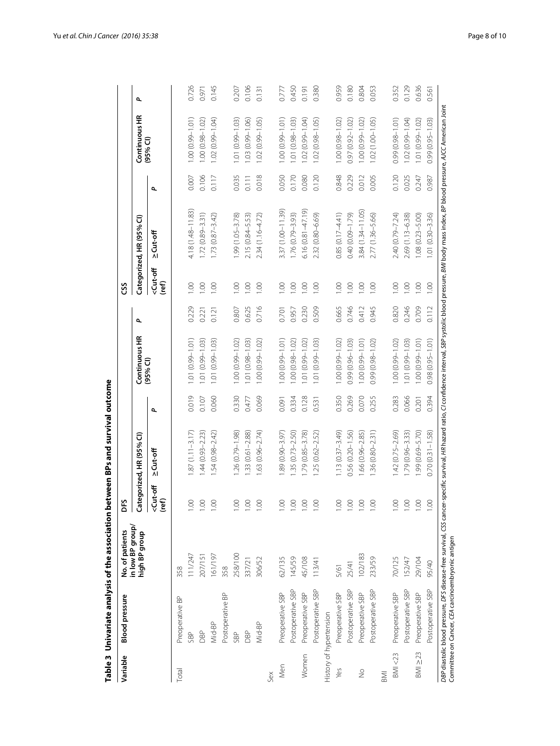**Table 3 Univariate analysis of the association between BPs and survival outcome**

| Variable | Blood pressure | No. of patients in low BP group/high BP group | DFS | | | | | CSS | | | | |
|---|---|---|---|---|---|---|---|---|---|---|---|---|
| | | | Categorized, HR (95% CI) | | | Continuous HR (95% CI) | P | Categorized, HR (95% CI) | | | Continuous HR (95% CI) | P |
| | | | <Cut-off (ref) | ≥Cut-off | P | | | <Cut-off (ref) | ≥Cut-off | P | | |
| Total | Preoperative BP | 358 | | | | | | | | | | |
| | SBP | 111/247 | 1.00 | 1.87 (1.11–3.17) | 0.019 | 1.01 (0.99–1.01) | 0.229 | 1.00 | 4.18 (1.48–11.83) | 0.007 | 1.00 (0.99–1.01) | 0.726 |
| | DBP | 207/151 | 1.00 | 1.44 (0.93–2.23) | 0.107 | 1.01 (0.99–1.03) | 0.221 | 1.00 | 1.72 (0.89–3.31) | 0.106 | 1.00 (0.98–1.02) | 0.971 |
| | Mid-BP | 161/197 | 1.00 | 1.54 (0.98–2.42) | 0.060 | 1.01 (0.99–1.03) | 0.121 | 1.00 | 1.73 (0.87–3.42) | 0.117 | 1.02 (0.99–1.04) | 0.145 |
| | Postoperative BP | 358 | | | | | | | | | | |
| | SBP | 258/100 | 1.00 | 1.26 (0.79–1.98) | 0.330 | 1.00 (0.99–1.02) | 0.807 | 1.00 | 1.99 (1.05–3.78) | 0.035 | 1.01 (0.99–1.03) | 0.207 |
| | DBP | 337/21 | 1.00 | 1.33 (0.61–2.88) | 0.477 | 1.01 (0.98–1.03) | 0.625 | 1.00 | 2.15 (0.84–5.53) | 0.111 | 1.03 (0.99–1.06) | 0.106 |
| | Mid-BP | 306/52 | 1.00 | 1.63 (0.96–2.74) | 0.069 | 1.00 (0.99–1.02) | 0.716 | 1.00 | 2.34 (1.16–4.72) | 0.018 | 1.02 (0.99–1.05) | 0.131 |
| Sex | | | | | | | | | | | | |
| Men | Preoperative SBP | 62/135 | 1.00 | 1.89 (0.90–3.97) | 0.091 | 1.00 (0.99–1.01) | 0.701 | 1.00 | 3.37 (1.00–11.39) | 0.050 | 1.00 (0.99–1.01) | 0.777 |
| | Postoperative SBP | 145/59 | 1.00 | 1.35 (0.73–2.50) | 0.334 | 1.00 (0.98–1.02) | 0.957 | 1.00 | 1.76 (0.79–3.93) | 0.170 | 1.01 (0.98–1.03) | 0.450 |
| Women | Preoperative SBP | 45/108 | 1.00 | 1.79 (0.85–3.78) | 0.128 | 1.01 (0.99–1.02) | 0.230 | 1.00 | 6.16 (0.81–47.19) | 0.080 | 1.02 (0.99–1.04) | 0.191 |
| | Postoperative SBP | 113/41 | 1.00 | 1.25 (0.62–2.52) | 0.531 | 1.01 (0.99–1.03) | 0.509 | 1.00 | 2.32 (0.80–6.69) | 0.120 | 1.02 (0.98–1.05) | 0.380 |
| History of hypertension | | | | | | | | | | | | |
| Yes | Preoperative SBP | 5/61 | 1.00 | 1.13 (0.37–3.49) | 0.350 | 1.00 (0.99–1.02) | 0.665 | 1.00 | 0.85 (0.17–4.41) | 0.848 | 1.00 (0.98–1.02) | 0.959 |
| | Postoperative SBP | 25/41 | 1.00 | 0.56 (0.20–1.56) | 0.269 | 0.99 (0.96–1.03) | 0.746 | 1.00 | 0.40 (0.09–1.79) | 0.229 | 0.97 (0.92–1.02) | 0.180 |
| No | Preoperative SBP | 102/183 | 1.00 | 1.66 (0.96–2.85) | 0.070 | 1.00 (0.99–1.01) | 0.412 | 1.00 | 3.84 (1.34–11.05) | 0.012 | 1.00 (0.99–1.02) | 0.804 |
| | Postoperative SBP | 233/59 | 1.00 | 1.36 (0.80–2.31) | 0.255 | 0.99 (0.98–1.02) | 0.945 | 1.00 | 2.77 (1.36–5.66) | 0.005 | 1.02 (1.00–1.05) | 0.053 |
| BMI | | | | | | | | | | | | |
| BMI <23 | Preoperative SBP | 70/125 | 1.00 | 1.42 (0.75–2.69) | 0.283 | 1.00 (0.99–1.02) | 0.820 | 1.00 | 2.40 (0.79–7.24) | 0.120 | 0.99 (0.98–1.01) | 0.352 |
| | Postoperative SBP | 152/47 | 1.00 | 1.79 (0.96–3.33) | 0.066 | 1.01 (0.99–1.03) | 0.246 | 1.00 | 2.69 (1.13–6.38) | 0.025 | 1.02 (0.99–1.04) | 0.129 |
| BMI ≥23 | Preoperative SBP | 29/104 | 1.00 | 1.99 (0.69–5.70) | 0.201 | 1.00 (0.99–1.01) | 0.709 | 1.00 | 1.08 (0.23–5.00) | 0.247 | 1.01 (0.99–1.02) | 0.636 |
| | Postoperative SBP | 95/40 | 1.00 | 0.70 (0.31–1.58) | 0.394 | 0.98 (0.95–1.01) | 0.112 | 1.00 | 1.01 (0.30–3.36) | 0.987 | 0.99 (0.95–1.03) | 0.561 |

*DBP* diastolic blood pressure, *DFS* disease-free survival, *CSS* cancer-specific survival, *HR* hazard ratio, *CI* confidence interval, *SBP* systolic blood pressure, *BMI* body mass index, *BP* blood pressure, *AJCC* American Joint Committee on Cancer, *CEA* carcinoembryonic antigen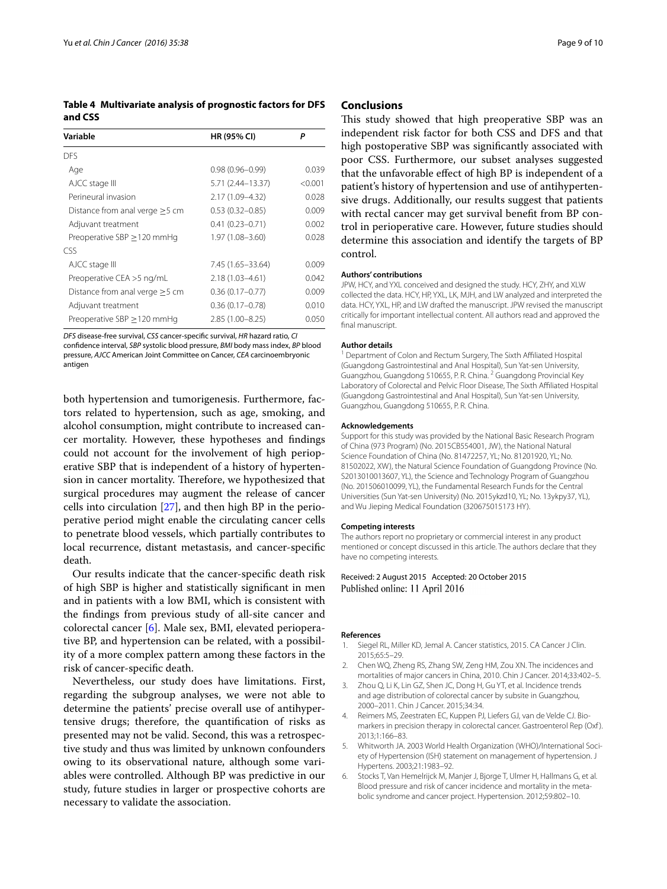**Table 4 Multivariate analysis of prognostic factors for DFS and CSS**

| Variable | HR (95% CI) | P |
|---|---|---|
| DFS | | |
| Age | 0.98 (0.96–0.99) | 0.039 |
| AJCC stage III | 5.71 (2.44–13.37) | <0.001 |
| Perineural invasion | 2.17 (1.09–4.32) | 0.028 |
| Distance from anal verge ≥5 cm | 0.53 (0.32–0.85) | 0.009 |
| Adjuvant treatment | 0.41 (0.23–0.71) | 0.002 |
| Preoperative SBP ≥120 mmHg | 1.97 (1.08–3.60) | 0.028 |
| CSS | | |
| AJCC stage III | 7.45 (1.65–33.64) | 0.009 |
| Preoperative CEA >5 ng/mL | 2.18 (1.03–4.61) | 0.042 |
| Distance from anal verge ≥5 cm | 0.36 (0.17–0.77) | 0.009 |
| Adjuvant treatment | 0.36 (0.17–0.78) | 0.010 |
| Preoperative SBP ≥120 mmHg | 2.85 (1.00–8.25) | 0.050 |

*DFS* disease-free survival, *CSS* cancer-specific survival, *HR* hazard ratio, *CI* confidence interval, *SBP* systolic blood pressure, *BMI* body mass index, *BP* blood pressure, *AJCC* American Joint Committee on Cancer, *CEA* carcinoembryonic antigen

both hypertension and tumorigenesis. Furthermore, factors related to hypertension, such as age, smoking, and alcohol consumption, might contribute to increased cancer mortality. However, these hypotheses and findings could not account for the involvement of high perioperative SBP that is independent of a history of hypertension in cancer mortality. Therefore, we hypothesized that surgical procedures may augment the release of cancer cells into circulation [27], and then high BP in the perioperative period might enable the circulating cancer cells to penetrate blood vessels, which partially contributes to local recurrence, distant metastasis, and cancer-specific death.

Our results indicate that the cancer-specific death risk of high SBP is higher and statistically significant in men and in patients with a low BMI, which is consistent with the findings from previous study of all-site cancer and colorectal cancer [6]. Male sex, BMI, elevated perioperative BP, and hypertension can be related, with a possibility of a more complex pattern among these factors in the risk of cancer-specific death.

Nevertheless, our study does have limitations. First, regarding the subgroup analyses, we were not able to determine the patients' precise overall use of antihypertensive drugs; therefore, the quantification of risks as presented may not be valid. Second, this was a retrospective study and thus was limited by unknown confounders owing to its observational nature, although some variables were controlled. Although BP was predictive in our study, future studies in larger or prospective cohorts are necessary to validate the association.

## Conclusions

This study showed that high preoperative SBP was an independent risk factor for both CSS and DFS and that high postoperative SBP was significantly associated with poor CSS. Furthermore, our subset analyses suggested that the unfavorable effect of high BP is independent of a patient's history of hypertension and use of antihypertensive drugs. Additionally, our results suggest that patients with rectal cancer may get survival benefit from BP control in perioperative care. However, future studies should determine this association and identify the targets of BP control.

#### Authors' contributions

JPW, HCY, and YXL conceived and designed the study. HCY, ZHY, and XLW collected the data. HCY, HP, YXL, LK, MJH, and LW analyzed and interpreted the data. HCY, YXL, HP, and LW drafted the manuscript. JPW revised the manuscript critically for important intellectual content. All authors read and approved the final manuscript.

#### Author details

[1] Department of Colon and Rectum Surgery, The Sixth Affiliated Hospital (Guangdong Gastrointestinal and Anal Hospital), Sun Yat-sen University, Guangzhou, Guangdong 510655, P. R. China. [2] Guangdong Provincial Key Laboratory of Colorectal and Pelvic Floor Disease, The Sixth Affiliated Hospital (Guangdong Gastrointestinal and Anal Hospital), Sun Yat-sen University, Guangzhou, Guangdong 510655, P. R. China.

#### Acknowledgements

Support for this study was provided by the National Basic Research Program of China (973 Program) (No. 2015CB554001, JW), the National Natural Science Foundation of China (No. 81472257, YL; No. 81201920, YL; No. 81502022, XW), the Natural Science Foundation of Guangdong Province (No. S2013010013607, YL), the Science and Technology Program of Guangzhou (No. 201506010099, YL), the Fundamental Research Funds for the Central Universities (Sun Yat-sen University) (No. 2015ykzd10, YL; No. 13ykpy37, YL), and Wu Jieping Medical Foundation (320675015173 HY).

#### Competing interests

The authors report no proprietary or commercial interest in any product mentioned or concept discussed in this article. The authors declare that they have no competing interests.

Received: 2 August 2015 Accepted: 20 October 2015
Published online: 11 April 2016

#### References

1. Siegel RL, Miller KD, Jemal A. Cancer statistics, 2015. CA Cancer J Clin. 2015;65:5–29.
2. Chen WQ, Zheng RS, Zhang SW, Zeng HM, Zou XN. The incidences and mortalities of major cancers in China, 2010. Chin J Cancer. 2014;33:402–5.
3. Zhou Q, Li K, Lin GZ, Shen JC, Dong H, Gu YT, et al. Incidence trends and age distribution of colorectal cancer by subsite in Guangzhou, 2000–2011. Chin J Cancer. 2015;34:34.
4. Reimers MS, Zeestraten EC, Kuppen PJ, Liefers GJ, van de Velde CJ. Biomarkers in precision therapy in colorectal cancer. Gastroenterol Rep (Oxf). 2013;1:166–83.
5. Whitworth JA. 2003 World Health Organization (WHO)/International Society of Hypertension (ISH) statement on management of hypertension. J Hypertens. 2003;21:1983–92.
6. Stocks T, Van Hemelrijck M, Manjer J, Bjorge T, Ulmer H, Hallmans G, et al. Blood pressure and risk of cancer incidence and mortality in the metabolic syndrome and cancer project. Hypertension. 2012;59:802–10.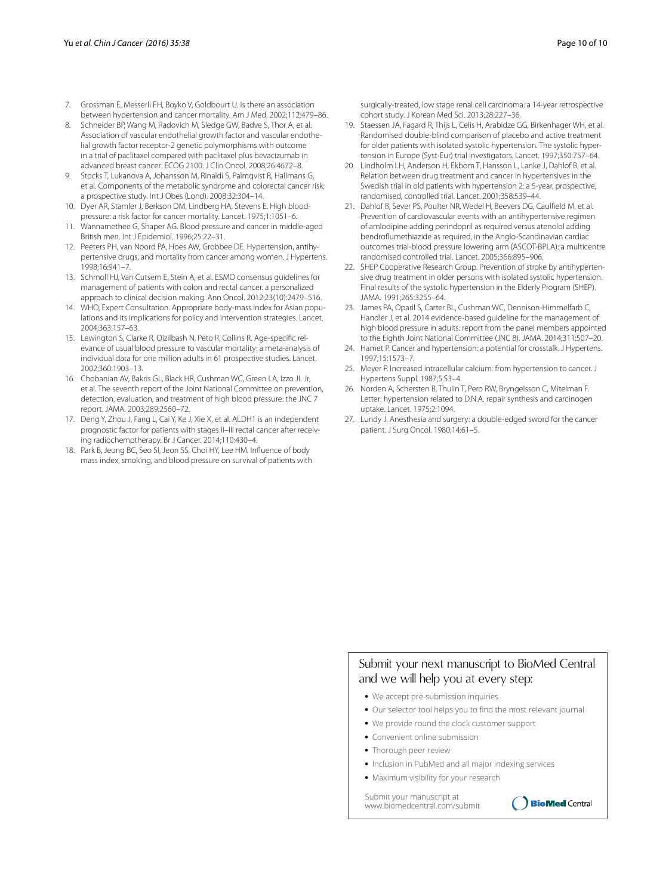7. Grossman E, Messerli FH, Boyko V, Goldbourt U. Is there an association between hypertension and cancer mortality. Am J Med. 2002;112:479–86.
8. Schneider BP, Wang M, Radovich M, Sledge GW, Badve S, Thor A, et al. Association of vascular endothelial growth factor and vascular endothelial growth factor receptor-2 genetic polymorphisms with outcome in a trial of paclitaxel compared with paclitaxel plus bevacizumab in advanced breast cancer: ECOG 2100. J Clin Oncol. 2008;26:4672–8.
9. Stocks T, Lukanova A, Johansson M, Rinaldi S, Palmqvist R, Hallmans G, et al. Components of the metabolic syndrome and colorectal cancer risk; a prospective study. Int J Obes (Lond). 2008;32:304–14.
10. Dyer AR, Stamler J, Berkson DM, Lindberg HA, Stevens E. High bloodpressure: a risk factor for cancer mortality. Lancet. 1975;1:1051–6.
11. Wannamethee G, Shaper AG. Blood pressure and cancer in middle-aged British men. Int J Epidemiol. 1996;25:22–31.
12. Peeters PH, van Noord PA, Hoes AW, Grobbee DE. Hypertension, antihypertensive drugs, and mortality from cancer among women. J Hypertens. 1998;16:941–7.
13. Schmoll HJ, Van Cutsem E, Stein A, et al. ESMO consensus guidelines for management of patients with colon and rectal cancer. a personalized approach to clinical decision making. Ann Oncol. 2012;23(10):2479–516.
14. WHO, Expert Consultation. Appropriate body-mass index for Asian populations and its implications for policy and intervention strategies. Lancet. 2004;363:157–63.
15. Lewington S, Clarke R, Qizilbash N, Peto R, Collins R. Age-specific relevance of usual blood pressure to vascular mortality: a meta-analysis of individual data for one million adults in 61 prospective studies. Lancet. 2002;360:1903–13.
16. Chobanian AV, Bakris GL, Black HR, Cushman WC, Green LA, Izzo JL Jr, et al. The seventh report of the Joint National Committee on prevention, detection, evaluation, and treatment of high blood pressure: the JNC 7 report. JAMA. 2003;289:2560–72.
17. Deng Y, Zhou J, Fang L, Cai Y, Ke J, Xie X, et al. ALDH1 is an independent prognostic factor for patients with stages II–III rectal cancer after receiving radiochemotherapy. Br J Cancer. 2014;110:430–4.
18. Park B, Jeong BC, Seo SI, Jeon SS, Choi HY, Lee HM. Influence of body mass index, smoking, and blood pressure on survival of patients with surgically-treated, low stage renal cell carcinoma: a 14-year retrospective cohort study. J Korean Med Sci. 2013;28:227–36.
19. Staessen JA, Fagard R, Thijs L, Celis H, Arabidze GG, Birkenhager WH, et al. Randomised double-blind comparison of placebo and active treatment for older patients with isolated systolic hypertension. The systolic hypertension in Europe (Syst-Eur) trial investigators. Lancet. 1997;350:757–64.
20. Lindholm LH, Anderson H, Ekbom T, Hansson L, Lanke J, Dahlof B, et al. Relation between drug treatment and cancer in hypertensives in the Swedish trial in old patients with hypertension 2: a 5-year, prospective, randomised, controlled trial. Lancet. 2001;358:539–44.
21. Dahlof B, Sever PS, Poulter NR, Wedel H, Beevers DG, Caulfield M, et al. Prevention of cardiovascular events with an antihypertensive regimen of amlodipine adding perindopril as required versus atenolol adding bendroflumethiazide as required, in the Anglo-Scandinavian cardiac outcomes trial-blood pressure lowering arm (ASCOT-BPLA): a multicentre randomised controlled trial. Lancet. 2005;366:895–906.
22. SHEP Cooperative Research Group. Prevention of stroke by antihypertensive drug treatment in older persons with isolated systolic hypertension. Final results of the systolic hypertension in the Elderly Program (SHEP). JAMA. 1991;265:3255–64.
23. James PA, Oparil S, Carter BL, Cushman WC, Dennison-Himmelfarb C, Handler J, et al. 2014 evidence-based guideline for the management of high blood pressure in adults: report from the panel members appointed to the Eighth Joint National Committee (JNC 8). JAMA. 2014;311:507–20.
24. Hamet P. Cancer and hypertension: a potential for crosstalk. J Hypertens. 1997;15:1573–7.
25. Meyer P. Increased intracellular calcium: from hypertension to cancer. J Hypertens Suppl. 1987;5:S3–4.
26. Norden A, Schersten B, Thulin T, Pero RW, Bryngelsson C, Mitelman F. Letter: hypertension related to D.N.A. repair synthesis and carcinogen uptake. Lancet. 1975;2:1094.
27. Lundy J. Anesthesia and surgery: a double-edged sword for the cancer patient. J Surg Oncol. 1980;14:61–5.

Submit your next manuscript to BioMed Central and we will help you at every step:

- We accept pre-submission inquiries
- Our selector tool helps you to find the most relevant journal
- We provide round the clock customer support
- Convenient online submission
- Thorough peer review
- Inclusion in PubMed and all major indexing services
- Maximum visibility for your research

Submit your manuscript at www.biomedcentral.com/submit

BioMed Central